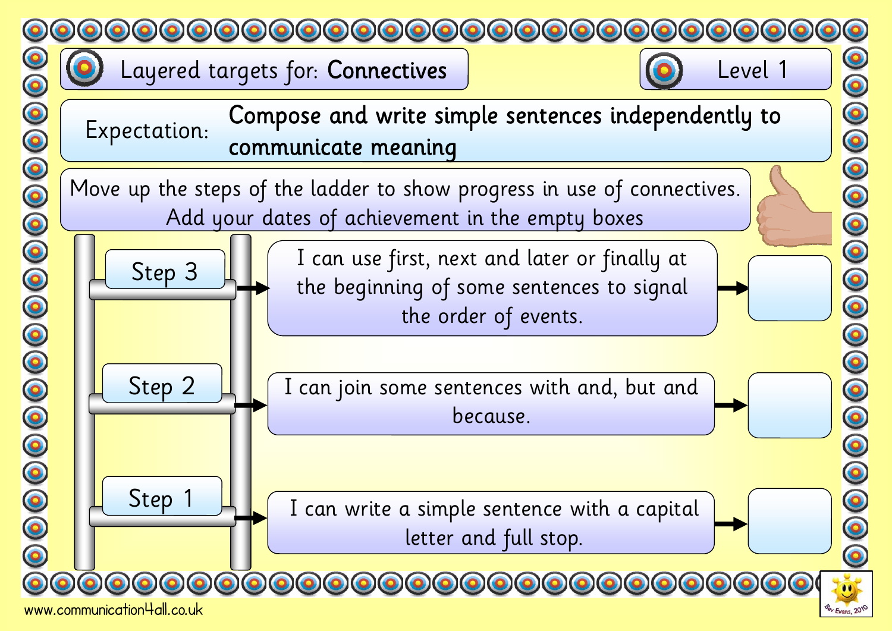# Layered targets for: **Connectives**

**Level 1**

Expectation: **Compose and write simple sentences independently to communicate meaning**

Move up the steps of the ladder to show progress in use of connectives. Add your dates of achievement in the empty boxes

| Step | Target | Date of achievement |
|---|---|---|
| Step 3 | I can use first, next and later or finally at the beginning of some sentences to signal the order of events. | |
| Step 2 | I can join some sentences with and, but and because. | |
| Step 1 | I can write a simple sentence with a capital letter and full stop. | |

www.communication4all.co.uk

Bev Evans, 2010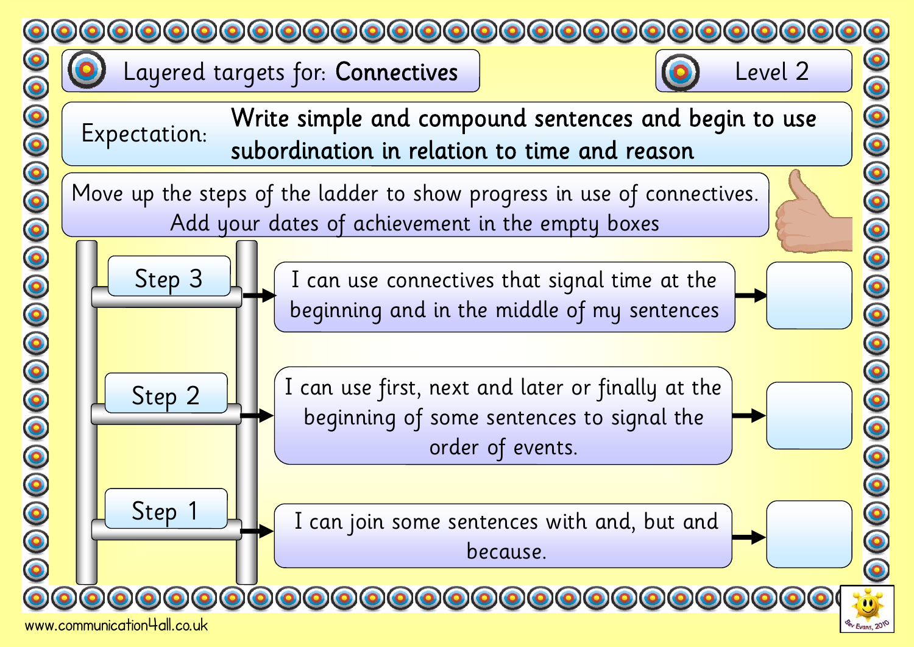# Layered targets for: **Connectives**

**Level 2**

Expectation: **Write simple and compound sentences and begin to use subordination in relation to time and reason**

Move up the steps of the ladder to show progress in use of connectives. Add your dates of achievement in the empty boxes

| Step | Target | Date |
| --- | --- | --- |
| Step 3 | I can use connectives that signal time at the beginning and in the middle of my sentences | |
| Step 2 | I can use first, next and later or finally at the beginning of some sentences to signal the order of events. | |
| Step 1 | I can join some sentences with and, but and because. | |

www.communication4all.co.uk

Bev Evans, 2010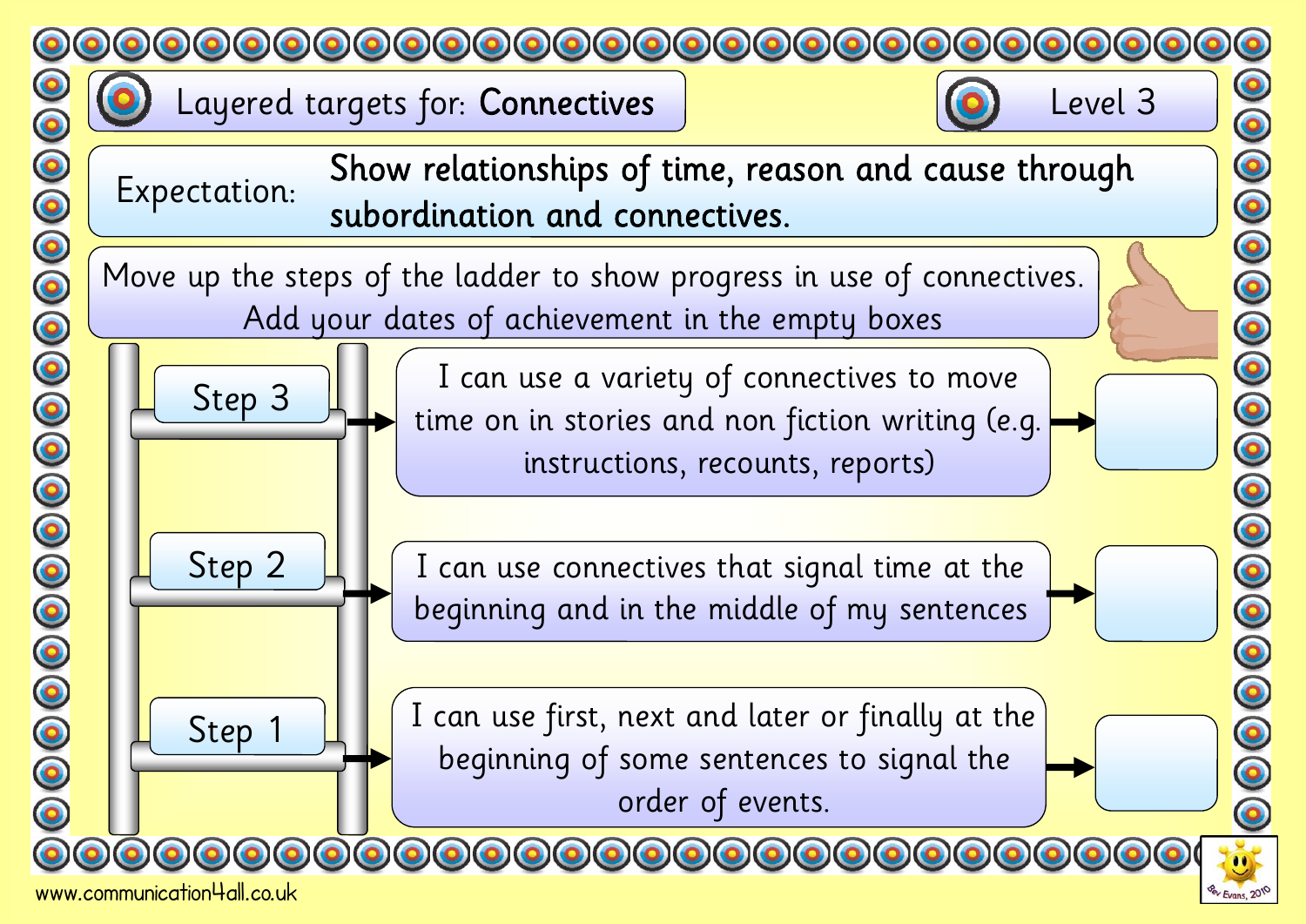# Layered targets for: **Connectives**

**Level 3**

Expectation: **Show relationships of time, reason and cause through subordination and connectives.**

Move up the steps of the ladder to show progress in use of connectives. Add your dates of achievement in the empty boxes

| Step | Target | Date of achievement |
|---|---|---|
| Step 3 | I can use a variety of connectives to move time on in stories and non fiction writing (e.g. instructions, recounts, reports) | |
| Step 2 | I can use connectives that signal time at the beginning and in the middle of my sentences | |
| Step 1 | I can use first, next and later or finally at the beginning of some sentences to signal the order of events. | |

www.communication4all.co.uk

Bev Evans, 2010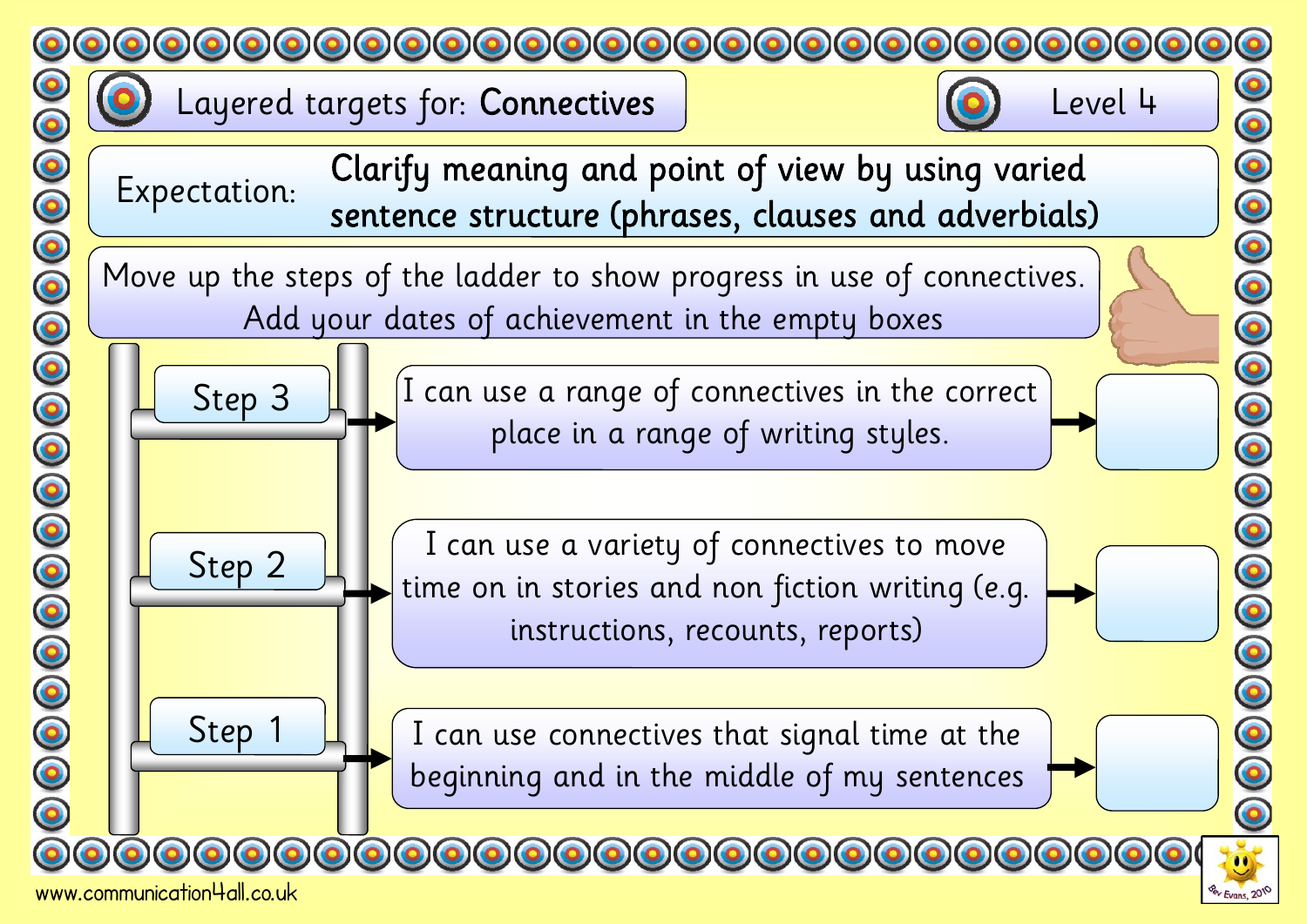# Layered targets for: **Connectives**

Level 4

Expectation: **Clarify meaning and point of view by using varied sentence structure (phrases, clauses and adverbials)**

Move up the steps of the ladder to show progress in use of connectives. Add your dates of achievement in the empty boxes

| Step | Target | Date of achievement |
| --- | --- | --- |
| Step 3 | I can use a range of connectives in the correct place in a range of writing styles. | |
| Step 2 | I can use a variety of connectives to move time on in stories and non fiction writing (e.g. instructions, recounts, reports) | |
| Step 1 | I can use connectives that signal time at the beginning and in the middle of my sentences | |

www.communication4all.co.uk

Bev Evans, 2010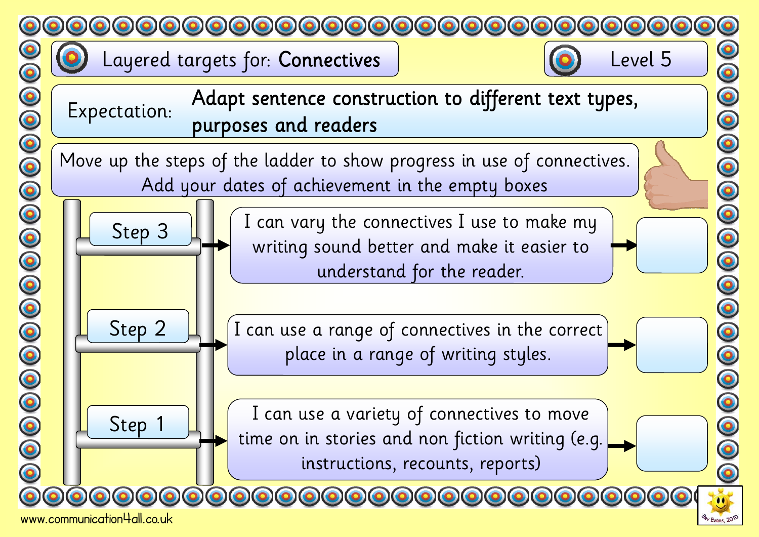# Layered targets for: **Connectives**

**Level 5**

Expectation: **Adapt sentence construction to different text types, purposes and readers**

Move up the steps of the ladder to show progress in use of connectives. Add your dates of achievement in the empty boxes

| Step | Target | Date of achievement |
| --- | --- | --- |
| Step 3 | I can vary the connectives I use to make my writing sound better and make it easier to understand for the reader. | |
| Step 2 | I can use a range of connectives in the correct place in a range of writing styles. | |
| Step 1 | I can use a variety of connectives to move time on in stories and non fiction writing (e.g. instructions, recounts, reports) | |

www.communication4all.co.uk

Bev Evans, 2010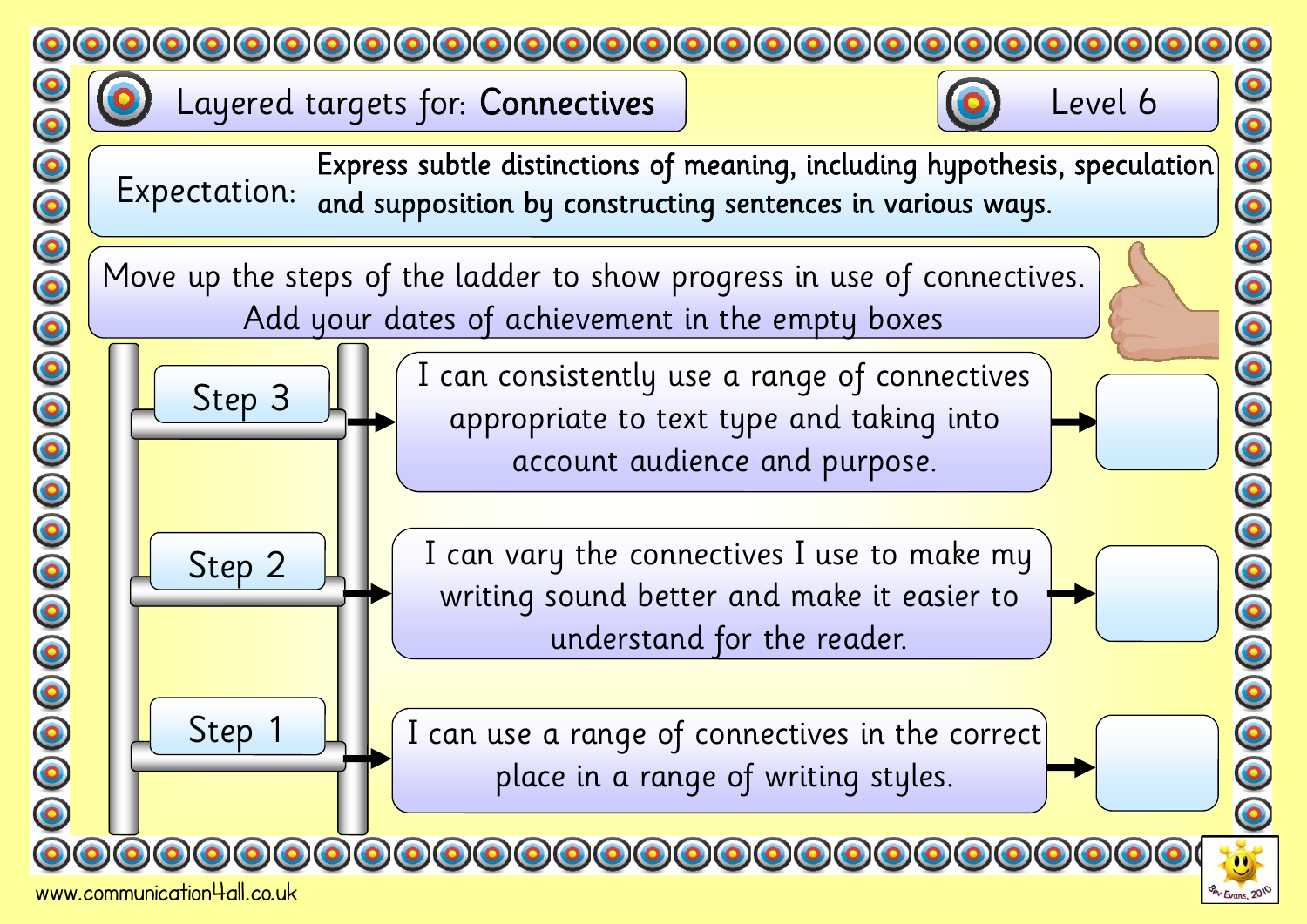# Layered targets for: **Connectives**

Level 6

Expectation: **Express subtle distinctions of meaning, including hypothesis, speculation and supposition by constructing sentences in various ways.**

Move up the steps of the ladder to show progress in use of connectives.
Add your dates of achievement in the empty boxes

| Step | Target | Date |
|---|---|---|
| Step 3 | I can consistently use a range of connectives appropriate to text type and taking into account audience and purpose. | |
| Step 2 | I can vary the connectives I use to make my writing sound better and make it easier to understand for the reader. | |
| Step 1 | I can use a range of connectives in the correct place in a range of writing styles. | |

www.communication4all.co.uk

Bev Evans, 2010